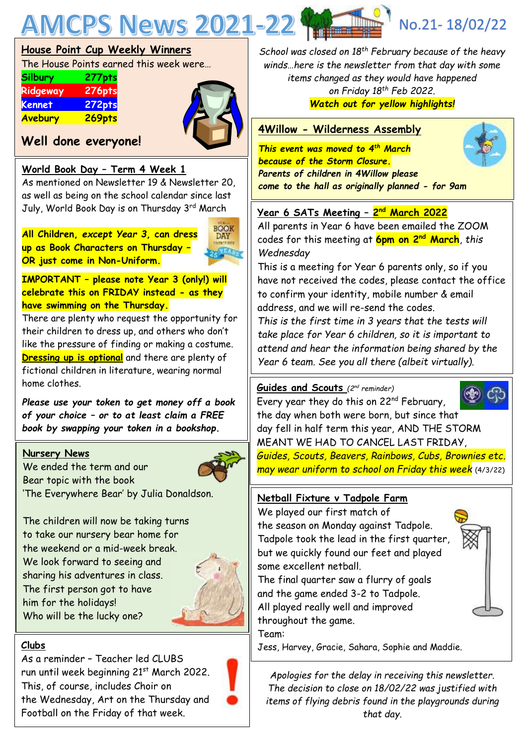# AMCPS News 2021-22

No.21- 18/02/22

## House Point Cup Weekly Winners

The House Points earned this week were…

| House | Points |
|---|---|
| Silbury | 277pts |
| Ridgeway | 276pts |
| Kennet | 272pts |
| Avebury | 269pts |

**Well done everyone!**

## World Book Day – Term 4 Week 1

As mentioned on Newsletter 19 & Newsletter 20, as well as being on the school calendar since last July, World Book Day is on Thursday 3rd March

**All Children, *except Year 3*, can dress up as Book Characters on Thursday – OR just come in Non-Uniform.**

**IMPORTANT – please note Year 3 (only!) will celebrate this on FRIDAY instead – as they have swimming on the Thursday.**

There are plenty who request the opportunity for their children to dress up, and others who don't like the pressure of finding or making a costume. **Dressing up is optional** and there are plenty of fictional children in literature, wearing normal home clothes.

***Please use your token to get money off a book of your choice – or to at least claim a FREE book by swapping your token in a bookshop.***

## Nursery News

We ended the term and our Bear topic with the book 'The Everywhere Bear' by Julia Donaldson.

The children will now be taking turns to take our nursery bear home for the weekend or a mid-week break. We look forward to seeing and sharing his adventures in class. The first person got to have him for the holidays! Who will be the lucky one?

## Clubs

As a reminder – Teacher led CLUBS run until week beginning 21st March 2022. This, of course, includes Choir on the Wednesday, Art on the Thursday and Football on the Friday of that week.

*School was closed on 18th February because of the heavy winds…here is the newsletter from that day with some items changed as they would have happened on Friday 18th Feb 2022.*

***Watch out for yellow highlights!***

## 4Willow - Wilderness Assembly

***This event was moved to 4th March because of the Storm Closure.***

***Parents of children in 4Willow please come to the hall as originally planned - for 9am***

## Year 6 SATs Meeting – 2nd March 2022

All parents in Year 6 have been emailed the ZOOM codes for this meeting at **6pm on 2nd March**, *this Wednesday*

This is a meeting for Year 6 parents only, so if you have not received the codes, please contact the office to confirm your identity, mobile number & email address, and we will re-send the codes.

*This is the first time in 3 years that the tests will take place for Year 6 children, so it is important to attend and hear the information being shared by the Year 6 team. See you all there (albeit virtually).*

## Guides and Scouts *(2nd reminder)*

Every year they do this on 22nd February, the day when both were born, but since that day fell in half term this year, AND THE STORM MEANT WE HAD TO CANCEL LAST FRIDAY, *Guides, Scouts, Beavers, Rainbows, Cubs, Brownies etc. may wear uniform to school on Friday this week* (4/3/22)

## Netball Fixture v Tadpole Farm

We played our first match of the season on Monday against Tadpole. Tadpole took the lead in the first quarter, but we quickly found our feet and played some excellent netball.

The final quarter saw a flurry of goals and the game ended 3-2 to Tadpole.

All played really well and improved throughout the game.

Team:

Jess, Harvey, Gracie, Sahara, Sophie and Maddie.

*Apologies for the delay in receiving this newsletter. The decision to close on 18/02/22 was justified with items of flying debris found in the playgrounds during that day.*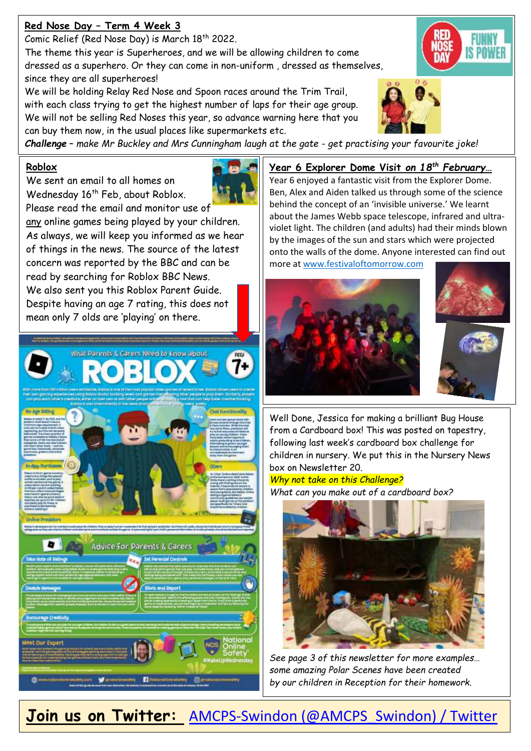## Red Nose Day – Term 4 Week 3

Comic Relief (Red Nose Day) is March 18th 2022.

The theme this year is Superheroes, and we will be allowing children to come dressed as a superhero. Or they can come in non-uniform , dressed as themselves, since they are all superheroes!

We will be holding Relay Red Nose and Spoon races around the Trim Trail, with each class trying to get the highest number of laps for their age group. We will not be selling Red Noses this year, so advance warning here that you can buy them now, in the usual places like supermarkets etc.

***Challenge*** *– make Mr Buckley and Mrs Cunningham laugh at the gate - get practising your favourite joke!*

## Roblox

We sent an email to all homes on Wednesday 16th Feb, about Roblox. Please read the email and monitor use of any online games being played by your children. As always, we will keep you informed as we hear of things in the news. The source of the latest concern was reported by the BBC and can be read by searching for Roblox BBC News.

We also sent you this Roblox Parent Guide. Despite having an age 7 rating, this does not mean only 7 olds are 'playing' on there.

## Year 6 Explorer Dome Visit *on 18th February…*

Year 6 enjoyed a fantastic visit from the Explorer Dome. Ben, Alex and Aiden talked us through some of the science behind the concept of an 'invisible universe.' We learnt about the James Webb space telescope, infrared and ultra-violet light. The children (and adults) had their minds blown by the images of the sun and stars which were projected onto the walls of the dome. Anyone interested can find out more at www.festivaloftomorrow.com

Well Done, Jessica for making a brilliant Bug House from a Cardboard box! This was posted on tapestry, following last week's cardboard box challenge for children in nursery. We put this in the Nursery News box on Newsletter 20.

*Why not take on this Challenge?*

*What can you make out of a cardboard box?*

*See page 3 of this newsletter for more examples… some amazing Polar Scenes have been created by our children in Reception for their homework.*

**Join us on Twitter:** AMCPS-Swindon (@AMCPS_Swindon) / Twitter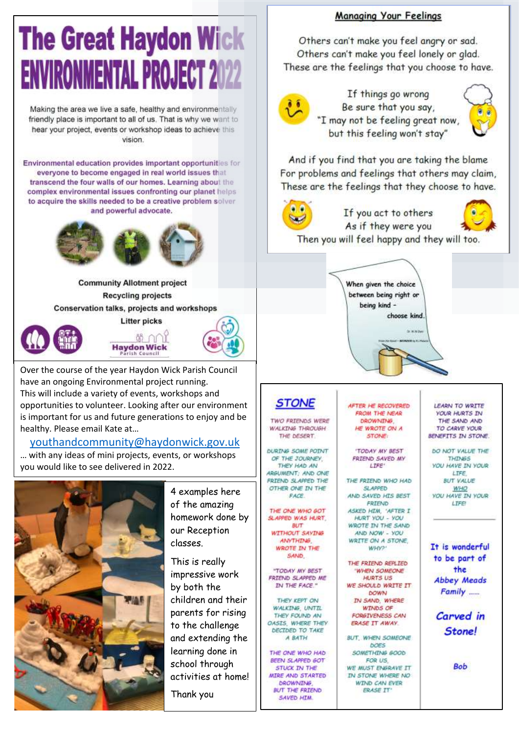# The Great Haydon Wick ENVIRONMENTAL PROJECT 2022

Making the area we live a safe, healthy and environmentally friendly place is important to all of us. That is why we want to hear your project, events or workshop ideas to achieve this vision.

**Environmental education provides important opportunities for everyone to become engaged in real world issues that transcend the four walls of our homes. Learning about the complex environmental issues confronting our planet helps to acquire the skills needed to be a creative problem solver and powerful advocate.**

**Community Allotment project**
**Recycling projects**
**Conservation talks, projects and workshops**
**Litter picks**

Haydon Wick Parish Council

Over the course of the year Haydon Wick Parish Council have an ongoing Environmental project running. This will include a variety of events, workshops and opportunities to volunteer. Looking after our environment is important for us and future generations to enjoy and be healthy. Please email Kate at…

youthandcommunity@haydonwick.gov.uk

… with any ideas of mini projects, events, or workshops you would like to see delivered in 2022.

4 examples here of the amazing homework done by our Reception classes.

This is really impressive work by both the children and their parents for rising to the challenge and extending the learning done in school through activities at home!

Thank you

## Managing Your Feelings

Others can't make you feel angry or sad.
Others can't make you feel lonely or glad.
These are the feelings that you choose to have.

If things go wrong
Be sure that you say,
"I may not be feeling great now,
but this feeling won't stay"

And if you find that you are taking the blame
For problems and feelings that others may claim,
These are the feelings that they choose to have.

If you act to others
As if they were you
Then you will feel happy and they will too.

When given the choice between being right or being kind – choose kind.

## STONE

TWO FRIENDS WERE WALKING THROUGH THE DESERT.

DURING SOME POINT OF THE JOURNEY, THEY HAD AN ARGUMENT; AND ONE FRIEND SLAPPED THE OTHER ONE IN THE FACE.

THE ONE WHO GOT SLAPPED WAS HURT, BUT WITHOUT SAYING ANYTHING, WROTE IN THE SAND.

"TODAY MY BEST FRIEND SLAPPED ME IN THE FACE."

THEY KEPT ON WALKING, UNTIL THEY FOUND AN OASIS, WHERE THEY DECIDED TO TAKE A BATH

THE ONE WHO HAD BEEN SLAPPED GOT STUCK IN THE MIRE AND STARTED DROWNING, BUT THE FRIEND SAVED HIM.

AFTER HE RECOVERED FROM THE NEAR DROWNING, HE WROTE ON A STONE:

'TODAY MY BEST FRIEND SAVED MY LIFE'

THE FRIEND WHO HAD SLAPPED AND SAVED HIS BEST FRIEND ASKED HIM, 'AFTER I HURT YOU - YOU WROTE IN THE SAND AND NOW - YOU WRITE ON A STONE, WHY?'

THE FRIEND REPLIED 'WHEN SOMEONE HURTS US WE SHOULD WRITE IT DOWN IN SAND, WHERE WINDS OF FORGIVENESS CAN ERASE IT AWAY.

BUT, WHEN SOMEONE DOES SOMETHING GOOD FOR US, WE MUST ENGRAVE IT IN STONE WHERE NO WIND CAN EVER ERASE IT'

LEARN TO WRITE YOUR HURTS IN THE SAND AND TO CARVE YOUR BENEFITS IN STONE.

DO NOT VALUE THE THINGS YOU HAVE IN YOUR LIFE, BUT VALUE WHO YOU HAVE IN YOUR LIFE!

It is wonderful to be part of the Abbey Meads Family ……

Carved in Stone!

Bob